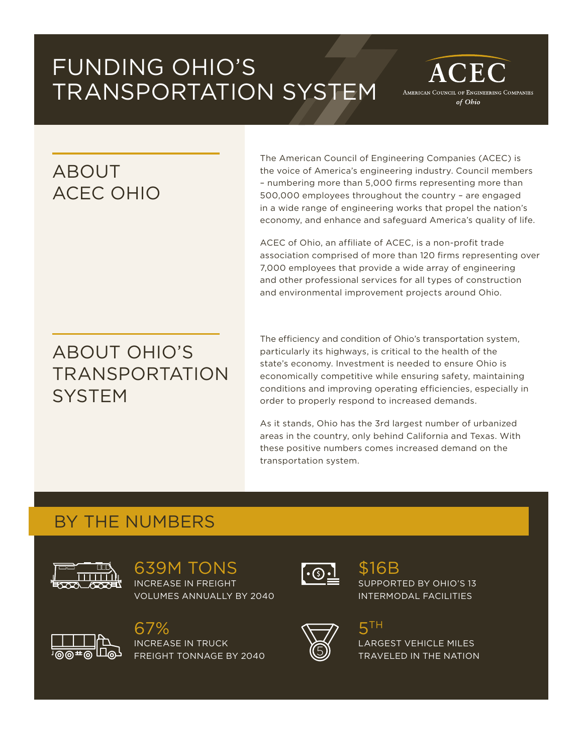# FUNDING OHIO'S TRANSPORTATION SYSTEM

**ACEC**
American Council of Engineering Companies
*of Ohio*

## ABOUT ACEC OHIO

The American Council of Engineering Companies (ACEC) is the voice of America's engineering industry. Council members – numbering more than 5,000 firms representing more than 500,000 employees throughout the country – are engaged in a wide range of engineering works that propel the nation's economy, and enhance and safeguard America's quality of life.

ACEC of Ohio, an affiliate of ACEC, is a non-profit trade association comprised of more than 120 firms representing over 7,000 employees that provide a wide array of engineering and other professional services for all types of construction and environmental improvement projects around Ohio.

## ABOUT OHIO'S TRANSPORTATION SYSTEM

The efficiency and condition of Ohio's transportation system, particularly its highways, is critical to the health of the state's economy. Investment is needed to ensure Ohio is economically competitive while ensuring safety, maintaining conditions and improving operating efficiencies, especially in order to properly respond to increased demands.

As it stands, Ohio has the 3rd largest number of urbanized areas in the country, only behind California and Texas. With these positive numbers comes increased demand on the transportation system.

## BY THE NUMBERS

**639M TONS**
INCREASE IN FREIGHT VOLUMES ANNUALLY BY 2040

**$16B**
SUPPORTED BY OHIO'S 13 INTERMODAL FACILITIES

**67%**
INCREASE IN TRUCK FREIGHT TONNAGE BY 2040

**5TH**
LARGEST VEHICLE MILES TRAVELED IN THE NATION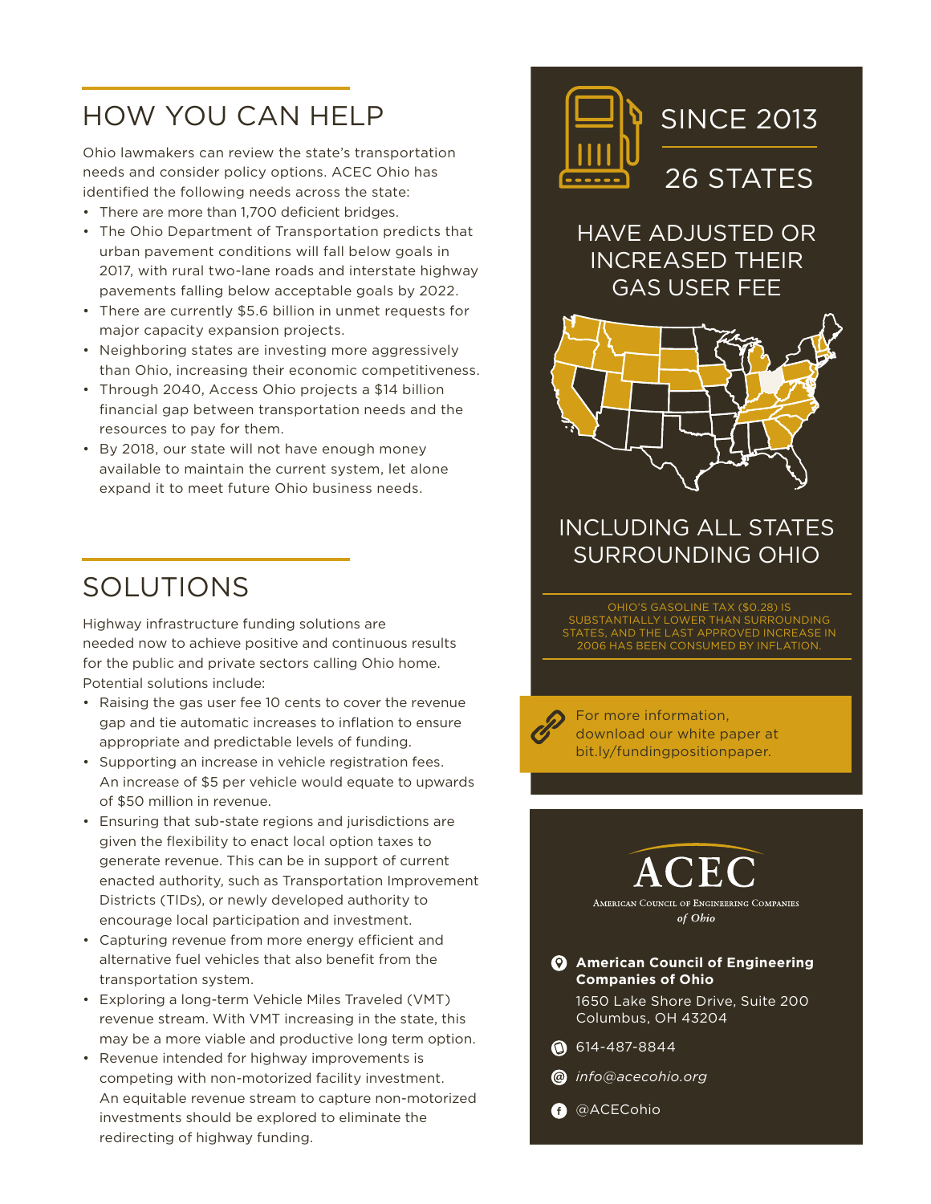## HOW YOU CAN HELP

Ohio lawmakers can review the state's transportation needs and consider policy options. ACEC Ohio has identified the following needs across the state:

- There are more than 1,700 deficient bridges.
- The Ohio Department of Transportation predicts that urban pavement conditions will fall below goals in 2017, with rural two-lane roads and interstate highway pavements falling below acceptable goals by 2022.
- There are currently $5.6 billion in unmet requests for major capacity expansion projects.
- Neighboring states are investing more aggressively than Ohio, increasing their economic competitiveness.
- Through 2040, Access Ohio projects a $14 billion financial gap between transportation needs and the resources to pay for them.
- By 2018, our state will not have enough money available to maintain the current system, let alone expand it to meet future Ohio business needs.

## SOLUTIONS

Highway infrastructure funding solutions are needed now to achieve positive and continuous results for the public and private sectors calling Ohio home. Potential solutions include:

- Raising the gas user fee 10 cents to cover the revenue gap and tie automatic increases to inflation to ensure appropriate and predictable levels of funding.
- Supporting an increase in vehicle registration fees. An increase of $5 per vehicle would equate to upwards of $50 million in revenue.
- Ensuring that sub-state regions and jurisdictions are given the flexibility to enact local option taxes to generate revenue. This can be in support of current enacted authority, such as Transportation Improvement Districts (TIDs), or newly developed authority to encourage local participation and investment.
- Capturing revenue from more energy efficient and alternative fuel vehicles that also benefit from the transportation system.
- Exploring a long-term Vehicle Miles Traveled (VMT) revenue stream. With VMT increasing in the state, this may be a more viable and productive long term option.
- Revenue intended for highway improvements is competing with non-motorized facility investment. An equitable revenue stream to capture non-motorized investments should be explored to eliminate the redirecting of highway funding.

SINCE 2013

26 STATES

HAVE ADJUSTED OR INCREASED THEIR GAS USER FEE

INCLUDING ALL STATES SURROUNDING OHIO

OHIO'S GASOLINE TAX ($0.28) IS SUBSTANTIALLY LOWER THAN SURROUNDING STATES, AND THE LAST APPROVED INCREASE IN 2006 HAS BEEN CONSUMED BY INFLATION.

For more information, download our white paper at bit.ly/fundingpositionpaper.

ACEC

American Council of Engineering Companies *of Ohio*

**American Council of Engineering Companies of Ohio**

1650 Lake Shore Drive, Suite 200
Columbus, OH 43204

614-487-8844

*info@acecohio.org*

@ACECohio